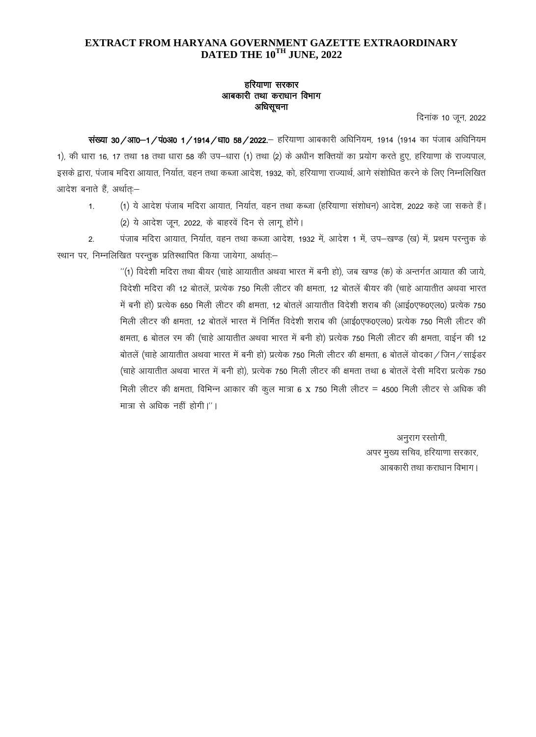# EXTRACT FROM HARYANA GOVERNMENT GAZETTE EXTRAORDINARY DATED THE 10[TH] JUNE, 2022

**हरियाणा सरकार**
**आबकारी तथा कराधान विभाग**
**अधिसूचना**

दिनांक 10 जून, 2022

**संख्या 30/आ0–1/पं0अ0 1/1914/धा0 58/2022.**– हरियाणा आबकारी अधिनियम, 1914 (1914 का पंजाब अधिनियम 1), की धारा 16, 17 तथा 18 तथा धारा 58 की उप–धारा (1) तथा (2) के अधीन शक्तियों का प्रयोग करते हुए, हरियाणा के राज्यपाल, इसके द्वारा, पंजाब मदिरा आयात, निर्यात, वहन तथा कब्जा आदेश, 1932, को, हरियाणा राज्यार्थ, आगे संशोधित करने के लिए निम्नलिखित आदेश बनाते हैं, अर्थात्:–

1. (1) ये आदेश पंजाब मदिरा आयात, निर्यात, वहन तथा कब्जा (हरियाणा संशोधन) आदेश, 2022 कहे जा सकते हैं।

   (2) ये आदेश जून, 2022, के बारहवें दिन से लागू होंगे।

2. पंजाब मदिरा आयात, निर्यात, वहन तथा कब्जा आदेश, 1932 में, आदेश 1 में, उप–खण्ड (ख) में, प्रथम परन्तुक के स्थान पर, निम्नलिखित परन्तुक प्रतिस्थापित किया जायेगा, अर्थात्:–

> "(1) विदेशी मदिरा तथा बीयर (चाहे आयातीत अथवा भारत में बनी हो), जब खण्ड (क) के अन्तर्गत आयात की जाये, विदेशी मदिरा की 12 बोतलें, प्रत्येक 750 मिली लीटर की क्षमता, 12 बोतलें बीयर की (चाहे आयातीत अथवा भारत में बनी हो) प्रत्येक 650 मिली लीटर की क्षमता, 12 बोतलें आयातीत विदेशी शराब की (आई0एफ0एल0) प्रत्येक 750 मिली लीटर की क्षमता, 12 बोतलें भारत में निर्मित विदेशी शराब की (आई0एफ0एल0) प्रत्येक 750 मिली लीटर की क्षमता, 6 बोतल रम की (चाहे आयातीत अथवा भारत में बनी हो) प्रत्येक 750 मिली लीटर की क्षमता, वाईन की 12 बोतलें (चाहे आयातीत अथवा भारत में बनी हो) प्रत्येक 750 मिली लीटर की क्षमता, 6 बोतलें वोदका/जिन/साईडर (चाहे आयातीत अथवा भारत में बनी हो), प्रत्येक 750 मिली लीटर की क्षमता तथा 6 बोतलें देसी मदिरा प्रत्येक 750 मिली लीटर की क्षमता, विभिन्न आकार की कुल मात्रा 6 x 750 मिली लीटर = 4500 मिली लीटर से अधिक की मात्रा से अधिक नहीं होगी।"।

अनुराग रस्तोगी,
अपर मुख्य सचिव, हरियाणा सरकार,
आबकारी तथा कराधान विभाग।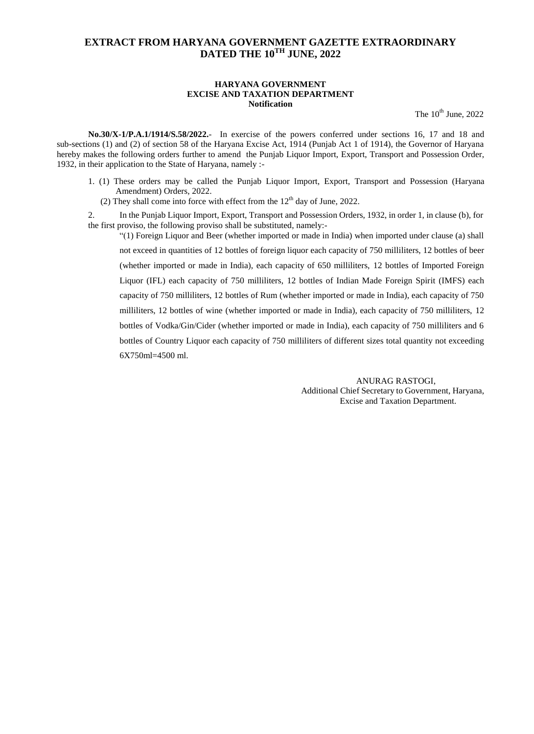# EXTRACT FROM HARYANA GOVERNMENT GAZETTE EXTRAORDINARY DATED THE 10TH JUNE, 2022

**HARYANA GOVERNMENT**
**EXCISE AND TAXATION DEPARTMENT**
**Notification**

The 10th June, 2022

**No.30/X-1/P.A.1/1914/S.58/2022.-** In exercise of the powers conferred under sections 16, 17 and 18 and sub-sections (1) and (2) of section 58 of the Haryana Excise Act, 1914 (Punjab Act 1 of 1914), the Governor of Haryana hereby makes the following orders further to amend the Punjab Liquor Import, Export, Transport and Possession Order, 1932, in their application to the State of Haryana, namely :-

1. (1) These orders may be called the Punjab Liquor Import, Export, Transport and Possession (Haryana Amendment) Orders, 2022.
   (2) They shall come into force with effect from the 12th day of June, 2022.

2. In the Punjab Liquor Import, Export, Transport and Possession Orders, 1932, in order 1, in clause (b), for the first proviso, the following proviso shall be substituted, namely:-

   "(1) Foreign Liquor and Beer (whether imported or made in India) when imported under clause (a) shall not exceed in quantities of 12 bottles of foreign liquor each capacity of 750 milliliters, 12 bottles of beer (whether imported or made in India), each capacity of 650 milliliters, 12 bottles of Imported Foreign Liquor (IFL) each capacity of 750 milliliters, 12 bottles of Indian Made Foreign Spirit (IMFS) each capacity of 750 milliliters, 12 bottles of Rum (whether imported or made in India), each capacity of 750 milliliters, 12 bottles of wine (whether imported or made in India), each capacity of 750 milliliters, 12 bottles of Vodka/Gin/Cider (whether imported or made in India), each capacity of 750 milliliters and 6 bottles of Country Liquor each capacity of 750 milliliters of different sizes total quantity not exceeding 6X750ml=4500 ml.

ANURAG RASTOGI,
Additional Chief Secretary to Government, Haryana,
Excise and Taxation Department.